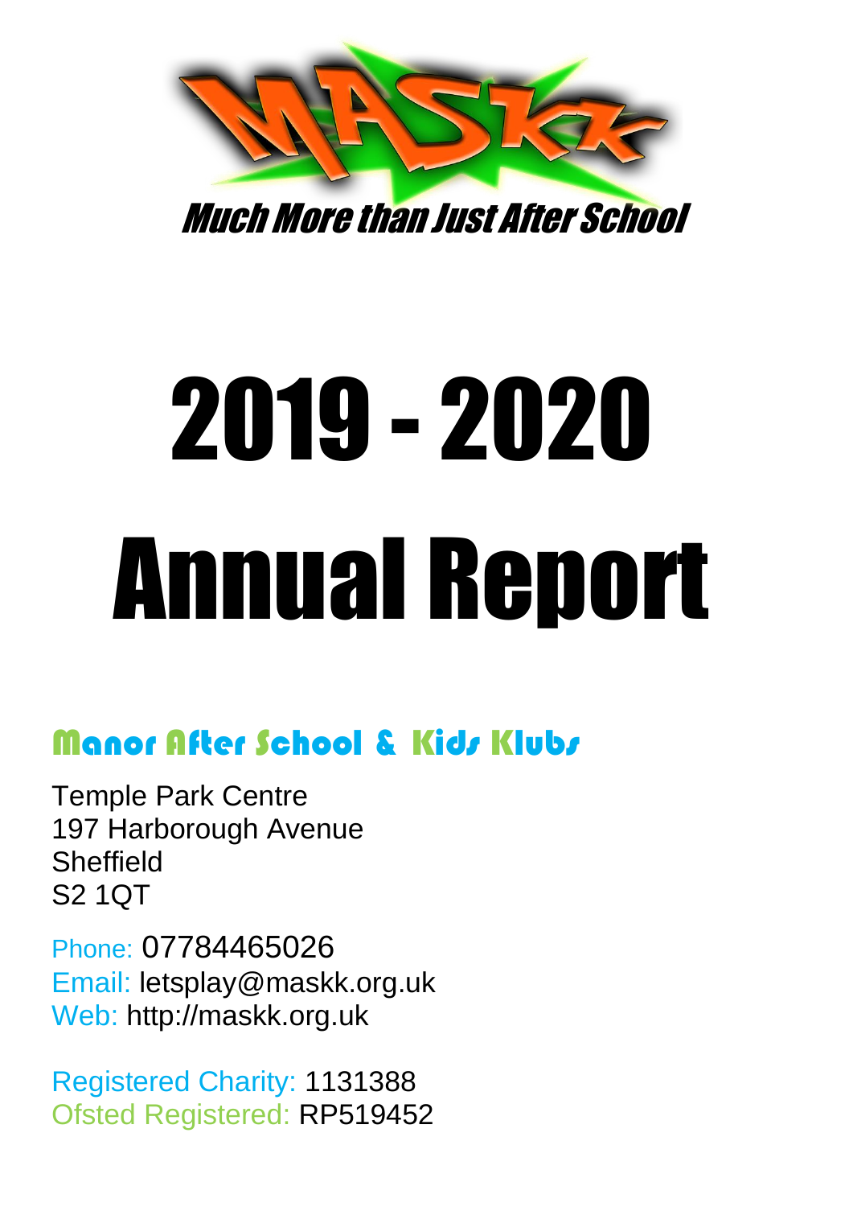MASKK

*Much More than Just After School*

# 2019 - 2020 Annual Report

## Manor After School & Kids Klubs

Temple Park Centre
197 Harborough Avenue
Sheffield
S2 1QT

Phone: 07784465026
Email: letsplay@maskk.org.uk
Web: http://maskk.org.uk

Registered Charity: 1131388
Ofsted Registered: RP519452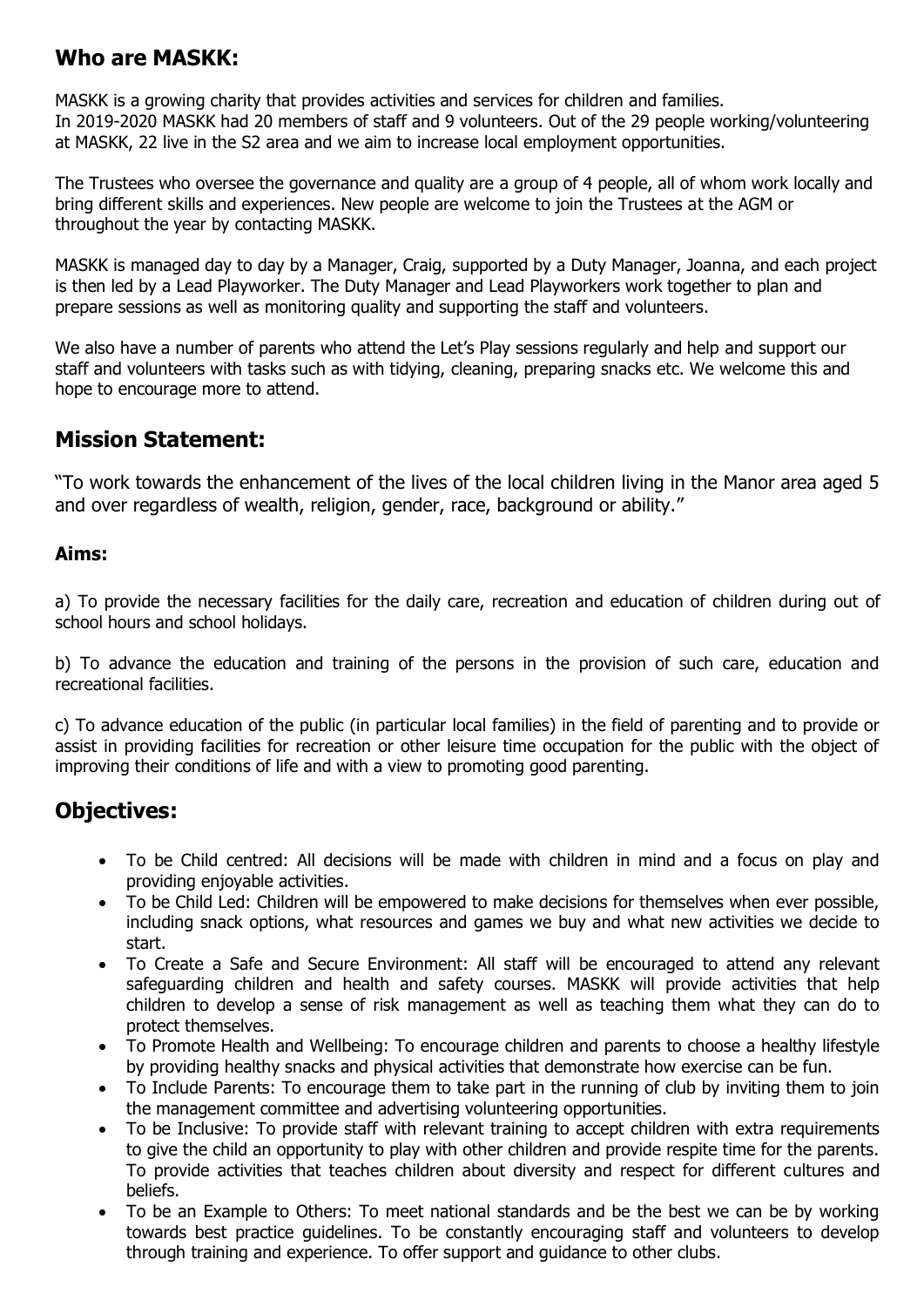## Who are MASKK:

MASKK is a growing charity that provides activities and services for children and families.
In 2019-2020 MASKK had 20 members of staff and 9 volunteers. Out of the 29 people working/volunteering at MASKK, 22 live in the S2 area and we aim to increase local employment opportunities.

The Trustees who oversee the governance and quality are a group of 4 people, all of whom work locally and bring different skills and experiences. New people are welcome to join the Trustees at the AGM or throughout the year by contacting MASKK.

MASKK is managed day to day by a Manager, Craig, supported by a Duty Manager, Joanna, and each project is then led by a Lead Playworker. The Duty Manager and Lead Playworkers work together to plan and prepare sessions as well as monitoring quality and supporting the staff and volunteers.

We also have a number of parents who attend the Let's Play sessions regularly and help and support our staff and volunteers with tasks such as with tidying, cleaning, preparing snacks etc. We welcome this and hope to encourage more to attend.

## Mission Statement:

"To work towards the enhancement of the lives of the local children living in the Manor area aged 5 and over regardless of wealth, religion, gender, race, background or ability."

### Aims:

a) To provide the necessary facilities for the daily care, recreation and education of children during out of school hours and school holidays.

b) To advance the education and training of the persons in the provision of such care, education and recreational facilities.

c) To advance education of the public (in particular local families) in the field of parenting and to provide or assist in providing facilities for recreation or other leisure time occupation for the public with the object of improving their conditions of life and with a view to promoting good parenting.

## Objectives:

- To be Child centred: All decisions will be made with children in mind and a focus on play and providing enjoyable activities.
- To be Child Led: Children will be empowered to make decisions for themselves when ever possible, including snack options, what resources and games we buy and what new activities we decide to start.
- To Create a Safe and Secure Environment: All staff will be encouraged to attend any relevant safeguarding children and health and safety courses. MASKK will provide activities that help children to develop a sense of risk management as well as teaching them what they can do to protect themselves.
- To Promote Health and Wellbeing: To encourage children and parents to choose a healthy lifestyle by providing healthy snacks and physical activities that demonstrate how exercise can be fun.
- To Include Parents: To encourage them to take part in the running of club by inviting them to join the management committee and advertising volunteering opportunities.
- To be Inclusive: To provide staff with relevant training to accept children with extra requirements to give the child an opportunity to play with other children and provide respite time for the parents. To provide activities that teaches children about diversity and respect for different cultures and beliefs.
- To be an Example to Others: To meet national standards and be the best we can be by working towards best practice guidelines. To be constantly encouraging staff and volunteers to develop through training and experience. To offer support and guidance to other clubs.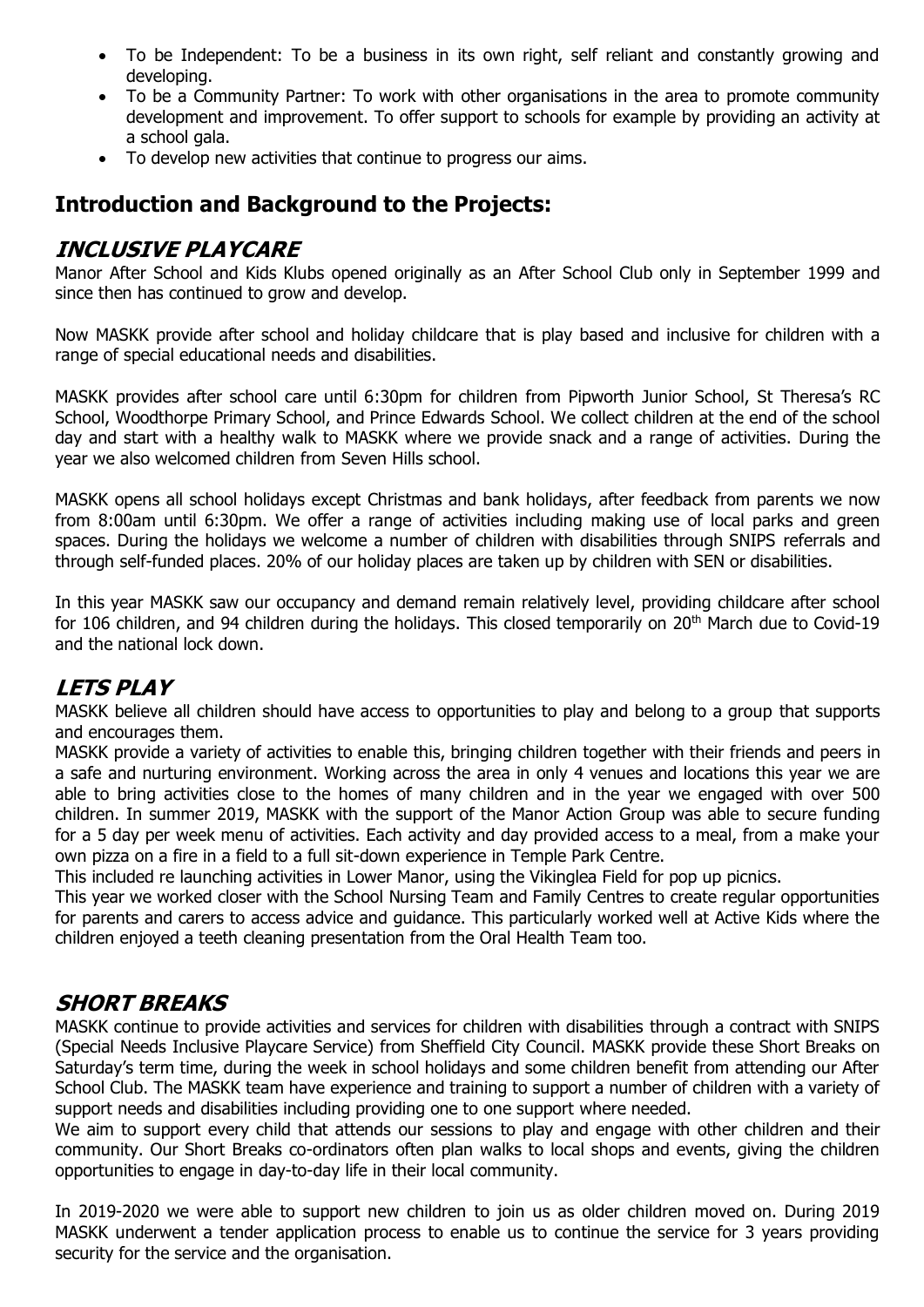- To be Independent: To be a business in its own right, self reliant and constantly growing and developing.
- To be a Community Partner: To work with other organisations in the area to promote community development and improvement. To offer support to schools for example by providing an activity at a school gala.
- To develop new activities that continue to progress our aims.

## Introduction and Background to the Projects:

### INCLUSIVE PLAYCARE

Manor After School and Kids Klubs opened originally as an After School Club only in September 1999 and since then has continued to grow and develop.

Now MASKK provide after school and holiday childcare that is play based and inclusive for children with a range of special educational needs and disabilities.

MASKK provides after school care until 6:30pm for children from Pipworth Junior School, St Theresa's RC School, Woodthorpe Primary School, and Prince Edwards School. We collect children at the end of the school day and start with a healthy walk to MASKK where we provide snack and a range of activities. During the year we also welcomed children from Seven Hills school.

MASKK opens all school holidays except Christmas and bank holidays, after feedback from parents we now from 8:00am until 6:30pm. We offer a range of activities including making use of local parks and green spaces. During the holidays we welcome a number of children with disabilities through SNIPS referrals and through self-funded places. 20% of our holiday places are taken up by children with SEN or disabilities.

In this year MASKK saw our occupancy and demand remain relatively level, providing childcare after school for 106 children, and 94 children during the holidays. This closed temporarily on 20th March due to Covid-19 and the national lock down.

### LETS PLAY

MASKK believe all children should have access to opportunities to play and belong to a group that supports and encourages them.

MASKK provide a variety of activities to enable this, bringing children together with their friends and peers in a safe and nurturing environment. Working across the area in only 4 venues and locations this year we are able to bring activities close to the homes of many children and in the year we engaged with over 500 children. In summer 2019, MASKK with the support of the Manor Action Group was able to secure funding for a 5 day per week menu of activities. Each activity and day provided access to a meal, from a make your own pizza on a fire in a field to a full sit-down experience in Temple Park Centre.

This included re launching activities in Lower Manor, using the Vikinglea Field for pop up picnics.

This year we worked closer with the School Nursing Team and Family Centres to create regular opportunities for parents and carers to access advice and guidance. This particularly worked well at Active Kids where the children enjoyed a teeth cleaning presentation from the Oral Health Team too.

### SHORT BREAKS

MASKK continue to provide activities and services for children with disabilities through a contract with SNIPS (Special Needs Inclusive Playcare Service) from Sheffield City Council. MASKK provide these Short Breaks on Saturday's term time, during the week in school holidays and some children benefit from attending our After School Club. The MASKK team have experience and training to support a number of children with a variety of support needs and disabilities including providing one to one support where needed.

We aim to support every child that attends our sessions to play and engage with other children and their community. Our Short Breaks co-ordinators often plan walks to local shops and events, giving the children opportunities to engage in day-to-day life in their local community.

In 2019-2020 we were able to support new children to join us as older children moved on. During 2019 MASKK underwent a tender application process to enable us to continue the service for 3 years providing security for the service and the organisation.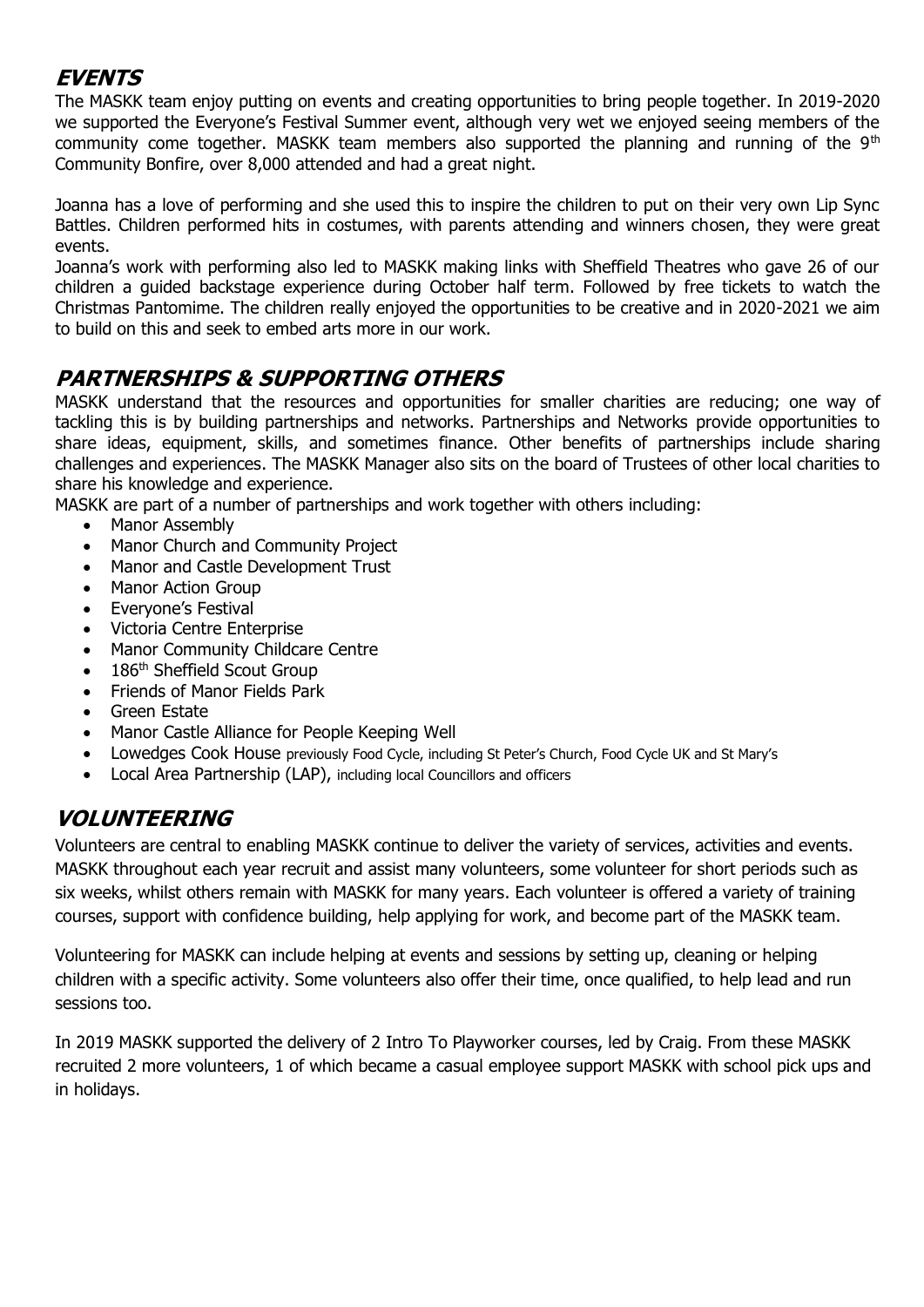## EVENTS

The MASKK team enjoy putting on events and creating opportunities to bring people together. In 2019-2020 we supported the Everyone's Festival Summer event, although very wet we enjoyed seeing members of the community come together. MASKK team members also supported the planning and running of the 9th Community Bonfire, over 8,000 attended and had a great night.

Joanna has a love of performing and she used this to inspire the children to put on their very own Lip Sync Battles. Children performed hits in costumes, with parents attending and winners chosen, they were great events.

Joanna's work with performing also led to MASKK making links with Sheffield Theatres who gave 26 of our children a guided backstage experience during October half term. Followed by free tickets to watch the Christmas Pantomime. The children really enjoyed the opportunities to be creative and in 2020-2021 we aim to build on this and seek to embed arts more in our work.

## PARTNERSHIPS & SUPPORTING OTHERS

MASKK understand that the resources and opportunities for smaller charities are reducing; one way of tackling this is by building partnerships and networks. Partnerships and Networks provide opportunities to share ideas, equipment, skills, and sometimes finance. Other benefits of partnerships include sharing challenges and experiences. The MASKK Manager also sits on the board of Trustees of other local charities to share his knowledge and experience.

MASKK are part of a number of partnerships and work together with others including:

- Manor Assembly
- Manor Church and Community Project
- Manor and Castle Development Trust
- Manor Action Group
- Everyone's Festival
- Victoria Centre Enterprise
- Manor Community Childcare Centre
- 186th Sheffield Scout Group
- Friends of Manor Fields Park
- Green Estate
- Manor Castle Alliance for People Keeping Well
- Lowedges Cook House previously Food Cycle, including St Peter's Church, Food Cycle UK and St Mary's
- Local Area Partnership (LAP), including local Councillors and officers

## VOLUNTEERING

Volunteers are central to enabling MASKK continue to deliver the variety of services, activities and events. MASKK throughout each year recruit and assist many volunteers, some volunteer for short periods such as six weeks, whilst others remain with MASKK for many years. Each volunteer is offered a variety of training courses, support with confidence building, help applying for work, and become part of the MASKK team.

Volunteering for MASKK can include helping at events and sessions by setting up, cleaning or helping children with a specific activity. Some volunteers also offer their time, once qualified, to help lead and run sessions too.

In 2019 MASKK supported the delivery of 2 Intro To Playworker courses, led by Craig. From these MASKK recruited 2 more volunteers, 1 of which became a casual employee support MASKK with school pick ups and in holidays.